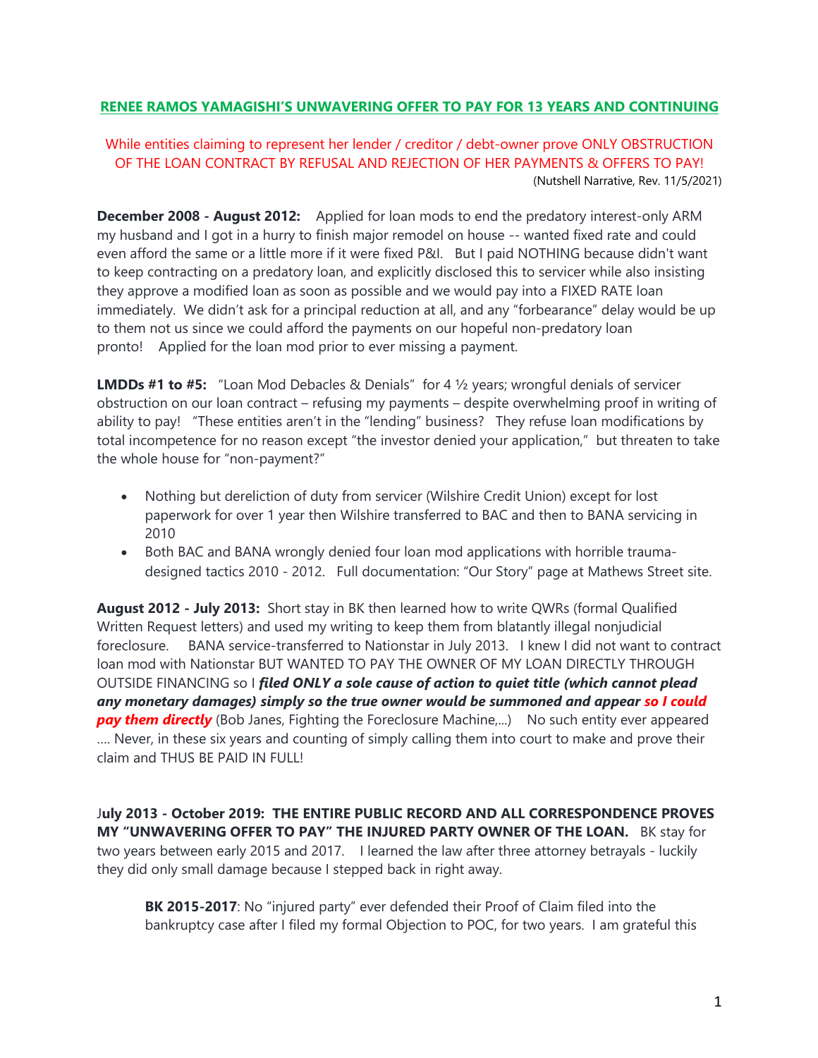## RENEE RAMOS YAMAGISHI'S UNWAVERING OFFER TO PAY FOR 13 YEARS AND CONTINUING

While entities claiming to represent her lender / creditor / debt-owner prove ONLY OBSTRUCTION OF THE LOAN CONTRACT BY REFUSAL AND REJECTION OF HER PAYMENTS & OFFERS TO PAY!

(Nutshell Narrative, Rev. 11/5/2021)

**December 2008 - August 2012:** Applied for loan mods to end the predatory interest-only ARM my husband and I got in a hurry to finish major remodel on house -- wanted fixed rate and could even afford the same or a little more if it were fixed P&I. But I paid NOTHING because didn't want to keep contracting on a predatory loan, and explicitly disclosed this to servicer while also insisting they approve a modified loan as soon as possible and we would pay into a FIXED RATE loan immediately. We didn't ask for a principal reduction at all, and any "forbearance" delay would be up to them not us since we could afford the payments on our hopeful non-predatory loan pronto! Applied for the loan mod prior to ever missing a payment.

**LMDDs #1 to #5:** "Loan Mod Debacles & Denials" for 4 ½ years; wrongful denials of servicer obstruction on our loan contract – refusing my payments – despite overwhelming proof in writing of ability to pay! "These entities aren't in the "lending" business? They refuse loan modifications by total incompetence for no reason except "the investor denied your application," but threaten to take the whole house for "non-payment?"

- Nothing but dereliction of duty from servicer (Wilshire Credit Union) except for lost paperwork for over 1 year then Wilshire transferred to BAC and then to BANA servicing in 2010
- Both BAC and BANA wrongly denied four loan mod applications with horrible trauma-designed tactics 2010 - 2012. Full documentation: "Our Story" page at Mathews Street site.

**August 2012 - July 2013:** Short stay in BK then learned how to write QWRs (formal Qualified Written Request letters) and used my writing to keep them from blatantly illegal nonjudicial foreclosure. BANA service-transferred to Nationstar in July 2013. I knew I did not want to contract loan mod with Nationstar BUT WANTED TO PAY THE OWNER OF MY LOAN DIRECTLY THROUGH OUTSIDE FINANCING so I ***filed ONLY a sole cause of action to quiet title (which cannot plead any monetary damages) simply so the true owner would be summoned and appear so I could pay them directly*** (Bob Janes, Fighting the Foreclosure Machine,...) No such entity ever appeared .... Never, in these six years and counting of simply calling them into court to make and prove their claim and THUS BE PAID IN FULL!

J**uly 2013 - October 2019: THE ENTIRE PUBLIC RECORD AND ALL CORRESPONDENCE PROVES MY "UNWAVERING OFFER TO PAY" THE INJURED PARTY OWNER OF THE LOAN.** BK stay for two years between early 2015 and 2017. I learned the law after three attorney betrayals - luckily they did only small damage because I stepped back in right away.

> **BK 2015-2017**: No "injured party" ever defended their Proof of Claim filed into the bankruptcy case after I filed my formal Objection to POC, for two years. I am grateful this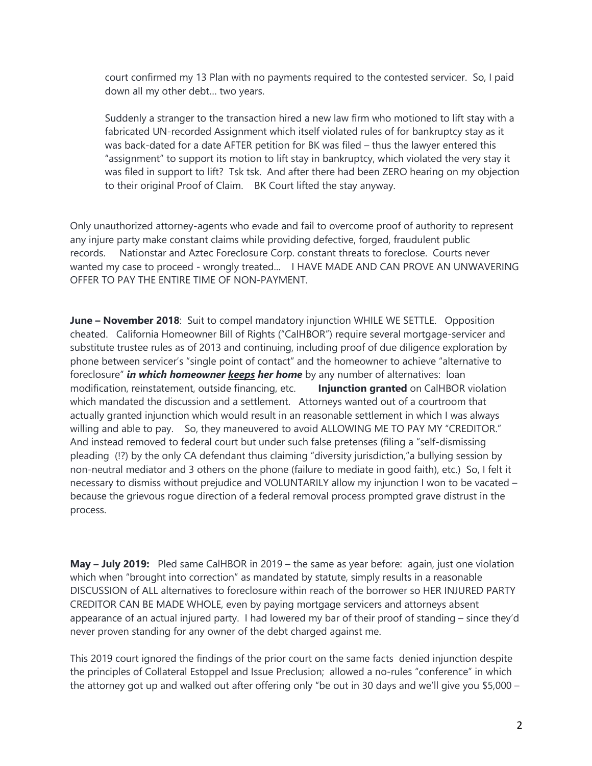> court confirmed my 13 Plan with no payments required to the contested servicer. So, I paid down all my other debt… two years.
>
> Suddenly a stranger to the transaction hired a new law firm who motioned to lift stay with a fabricated UN-recorded Assignment which itself violated rules of for bankruptcy stay as it was back-dated for a date AFTER petition for BK was filed – thus the lawyer entered this "assignment" to support its motion to lift stay in bankruptcy, which violated the very stay it was filed in support to lift? Tsk tsk. And after there had been ZERO hearing on my objection to their original Proof of Claim. BK Court lifted the stay anyway.

Only unauthorized attorney-agents who evade and fail to overcome proof of authority to represent any injure party make constant claims while providing defective, forged, fraudulent public records. Nationstar and Aztec Foreclosure Corp. constant threats to foreclose. Courts never wanted my case to proceed - wrongly treated... I HAVE MADE AND CAN PROVE AN UNWAVERING OFFER TO PAY THE ENTIRE TIME OF NON-PAYMENT.

**June – November 2018**: Suit to compel mandatory injunction WHILE WE SETTLE. Opposition cheated. California Homeowner Bill of Rights ("CalHBOR") require several mortgage-servicer and substitute trustee rules as of 2013 and continuing, including proof of due diligence exploration by phone between servicer's "single point of contact" and the homeowner to achieve "alternative to foreclosure" ***in which homeowner <u>keeps</u> her home*** by any number of alternatives: loan modification, reinstatement, outside financing, etc. **Injunction granted** on CalHBOR violation which mandated the discussion and a settlement. Attorneys wanted out of a courtroom that actually granted injunction which would result in an reasonable settlement in which I was always willing and able to pay. So, they maneuvered to avoid ALLOWING ME TO PAY MY "CREDITOR." And instead removed to federal court but under such false pretenses (filing a "self-dismissing pleading (!?) by the only CA defendant thus claiming "diversity jurisdiction,"a bullying session by non-neutral mediator and 3 others on the phone (failure to mediate in good faith), etc.) So, I felt it necessary to dismiss without prejudice and VOLUNTARILY allow my injunction I won to be vacated – because the grievous rogue direction of a federal removal process prompted grave distrust in the process.

**May – July 2019:** Pled same CalHBOR in 2019 – the same as year before: again, just one violation which when "brought into correction" as mandated by statute, simply results in a reasonable DISCUSSION of ALL alternatives to foreclosure within reach of the borrower so HER INJURED PARTY CREDITOR CAN BE MADE WHOLE, even by paying mortgage servicers and attorneys absent appearance of an actual injured party. I had lowered my bar of their proof of standing – since they'd never proven standing for any owner of the debt charged against me.

This 2019 court ignored the findings of the prior court on the same facts denied injunction despite the principles of Collateral Estoppel and Issue Preclusion; allowed a no-rules "conference" in which the attorney got up and walked out after offering only "be out in 30 days and we'll give you $5,000 –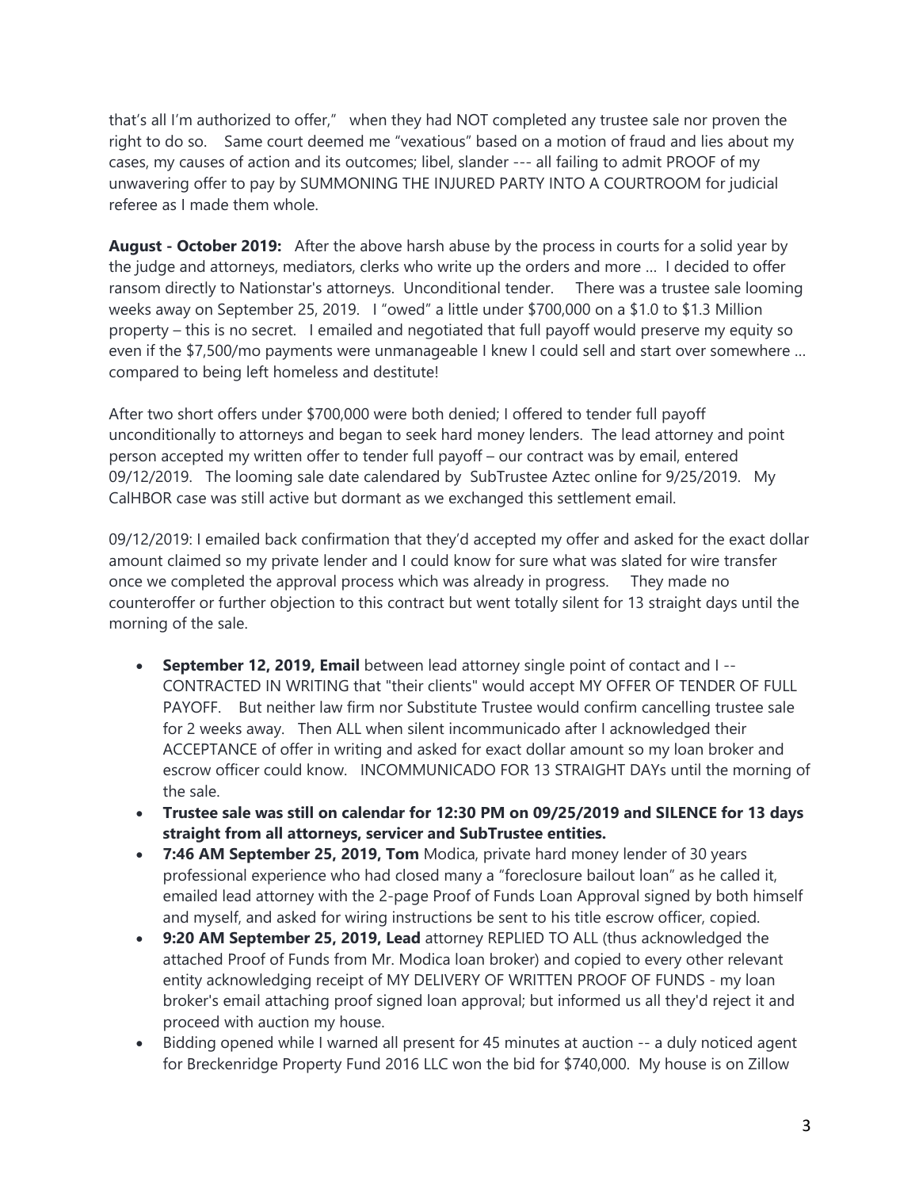that's all I'm authorized to offer," when they had NOT completed any trustee sale nor proven the right to do so. Same court deemed me "vexatious" based on a motion of fraud and lies about my cases, my causes of action and its outcomes; libel, slander --- all failing to admit PROOF of my unwavering offer to pay by SUMMONING THE INJURED PARTY INTO A COURTROOM for judicial referee as I made them whole.

**August - October 2019:** After the above harsh abuse by the process in courts for a solid year by the judge and attorneys, mediators, clerks who write up the orders and more … I decided to offer ransom directly to Nationstar's attorneys. Unconditional tender. There was a trustee sale looming weeks away on September 25, 2019. I "owed" a little under $700,000 on a $1.0 to $1.3 Million property – this is no secret. I emailed and negotiated that full payoff would preserve my equity so even if the $7,500/mo payments were unmanageable I knew I could sell and start over somewhere … compared to being left homeless and destitute!

After two short offers under $700,000 were both denied; I offered to tender full payoff unconditionally to attorneys and began to seek hard money lenders. The lead attorney and point person accepted my written offer to tender full payoff – our contract was by email, entered 09/12/2019. The looming sale date calendared by SubTrustee Aztec online for 9/25/2019. My CalHBOR case was still active but dormant as we exchanged this settlement email.

09/12/2019: I emailed back confirmation that they'd accepted my offer and asked for the exact dollar amount claimed so my private lender and I could know for sure what was slated for wire transfer once we completed the approval process which was already in progress. They made no counteroffer or further objection to this contract but went totally silent for 13 straight days until the morning of the sale.

- **September 12, 2019, Email** between lead attorney single point of contact and I -- CONTRACTED IN WRITING that "their clients" would accept MY OFFER OF TENDER OF FULL PAYOFF. But neither law firm nor Substitute Trustee would confirm cancelling trustee sale for 2 weeks away. Then ALL when silent incommunicado after I acknowledged their ACCEPTANCE of offer in writing and asked for exact dollar amount so my loan broker and escrow officer could know. INCOMMUNICADO FOR 13 STRAIGHT DAYs until the morning of the sale.
- **Trustee sale was still on calendar for 12:30 PM on 09/25/2019 and SILENCE for 13 days straight from all attorneys, servicer and SubTrustee entities.**
- **7:46 AM September 25, 2019, Tom** Modica, private hard money lender of 30 years professional experience who had closed many a "foreclosure bailout loan" as he called it, emailed lead attorney with the 2-page Proof of Funds Loan Approval signed by both himself and myself, and asked for wiring instructions be sent to his title escrow officer, copied.
- **9:20 AM September 25, 2019, Lead** attorney REPLIED TO ALL (thus acknowledged the attached Proof of Funds from Mr. Modica loan broker) and copied to every other relevant entity acknowledging receipt of MY DELIVERY OF WRITTEN PROOF OF FUNDS - my loan broker's email attaching proof signed loan approval; but informed us all they'd reject it and proceed with auction my house.
- Bidding opened while I warned all present for 45 minutes at auction -- a duly noticed agent for Breckenridge Property Fund 2016 LLC won the bid for $740,000. My house is on Zillow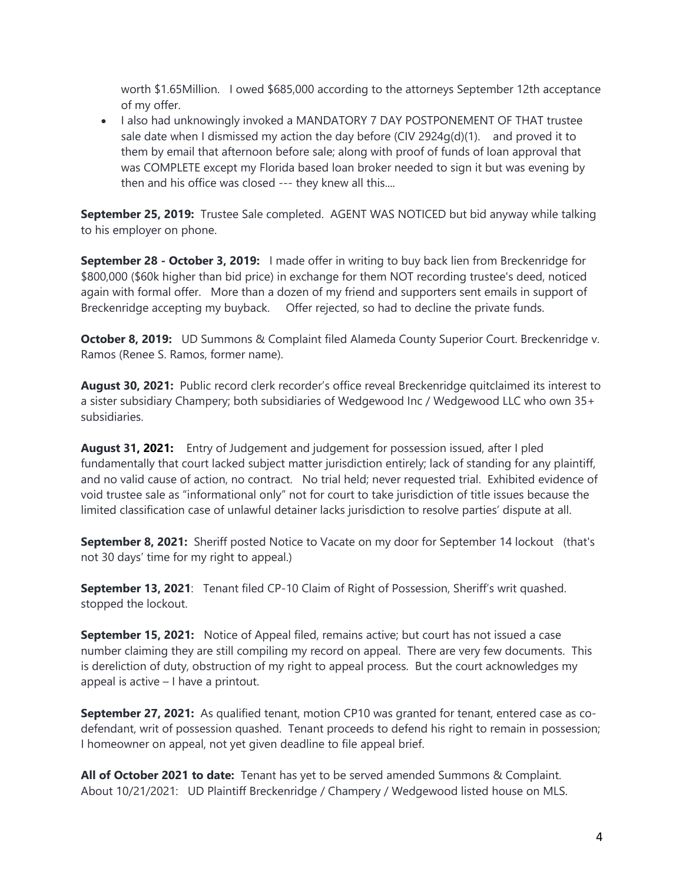worth $1.65Million. I owed $685,000 according to the attorneys September 12th acceptance of my offer.

- I also had unknowingly invoked a MANDATORY 7 DAY POSTPONEMENT OF THAT trustee sale date when I dismissed my action the day before (CIV 2924g(d)(1). and proved it to them by email that afternoon before sale; along with proof of funds of loan approval that was COMPLETE except my Florida based loan broker needed to sign it but was evening by then and his office was closed --- they knew all this....

**September 25, 2019:** Trustee Sale completed. AGENT WAS NOTICED but bid anyway while talking to his employer on phone.

**September 28 - October 3, 2019:** I made offer in writing to buy back lien from Breckenridge for $800,000 ($60k higher than bid price) in exchange for them NOT recording trustee's deed, noticed again with formal offer. More than a dozen of my friend and supporters sent emails in support of Breckenridge accepting my buyback. Offer rejected, so had to decline the private funds.

**October 8, 2019:** UD Summons & Complaint filed Alameda County Superior Court. Breckenridge v. Ramos (Renee S. Ramos, former name).

**August 30, 2021:** Public record clerk recorder's office reveal Breckenridge quitclaimed its interest to a sister subsidiary Champery; both subsidiaries of Wedgewood Inc / Wedgewood LLC who own 35+ subsidiaries.

**August 31, 2021:** Entry of Judgement and judgement for possession issued, after I pled fundamentally that court lacked subject matter jurisdiction entirely; lack of standing for any plaintiff, and no valid cause of action, no contract. No trial held; never requested trial. Exhibited evidence of void trustee sale as "informational only" not for court to take jurisdiction of title issues because the limited classification case of unlawful detainer lacks jurisdiction to resolve parties' dispute at all.

**September 8, 2021:** Sheriff posted Notice to Vacate on my door for September 14 lockout (that's not 30 days' time for my right to appeal.)

**September 13, 2021**: Tenant filed CP-10 Claim of Right of Possession, Sheriff's writ quashed. stopped the lockout.

**September 15, 2021:** Notice of Appeal filed, remains active; but court has not issued a case number claiming they are still compiling my record on appeal. There are very few documents. This is dereliction of duty, obstruction of my right to appeal process. But the court acknowledges my appeal is active – I have a printout.

**September 27, 2021:** As qualified tenant, motion CP10 was granted for tenant, entered case as co-defendant, writ of possession quashed. Tenant proceeds to defend his right to remain in possession; I homeowner on appeal, not yet given deadline to file appeal brief.

**All of October 2021 to date:** Tenant has yet to be served amended Summons & Complaint. About 10/21/2021: UD Plaintiff Breckenridge / Champery / Wedgewood listed house on MLS.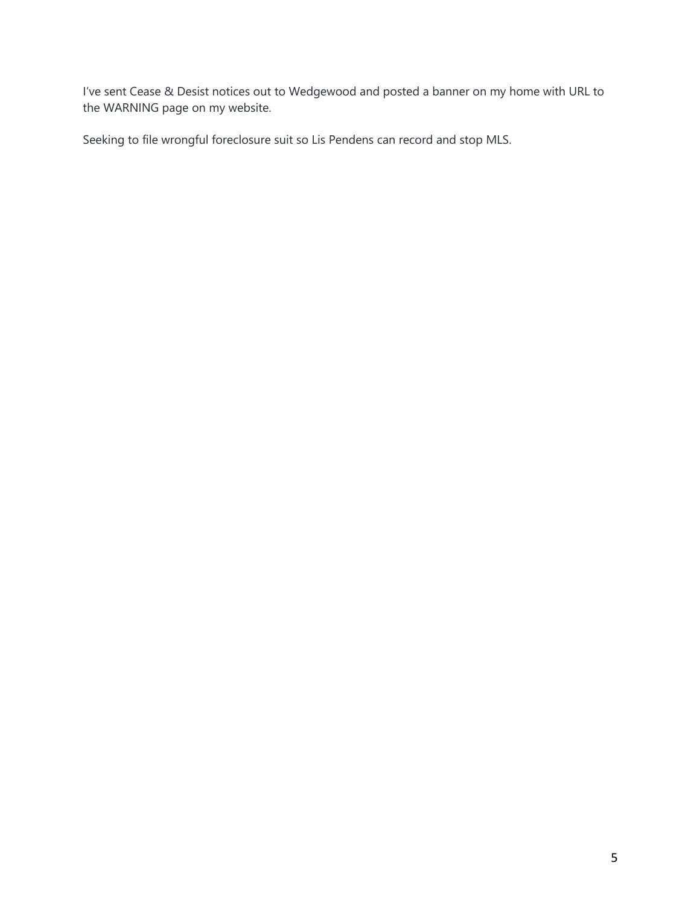I've sent Cease & Desist notices out to Wedgewood and posted a banner on my home with URL to the WARNING page on my website.

Seeking to file wrongful foreclosure suit so Lis Pendens can record and stop MLS.